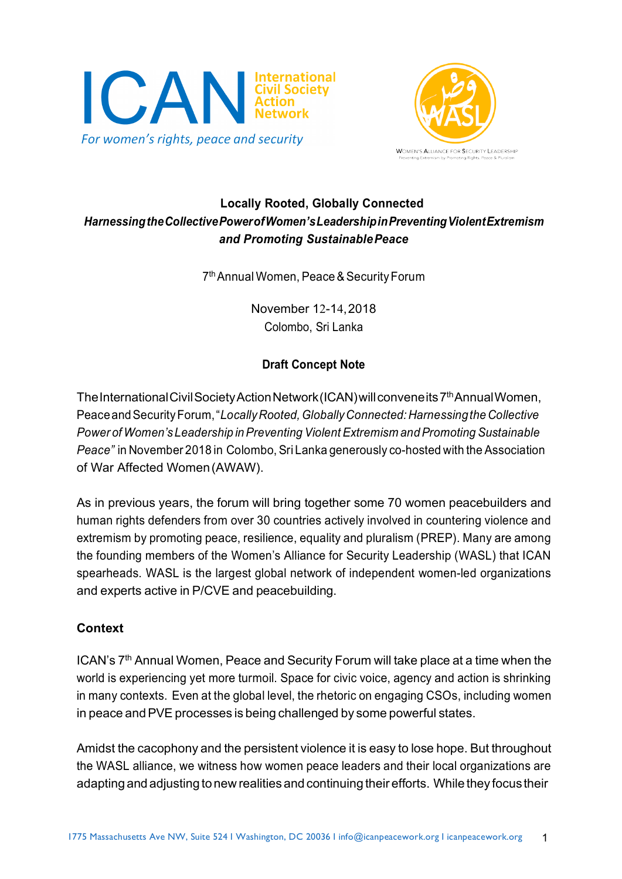ICAN International Civil Society Action Network
*For women's rights, peace and security*

WASL — Women's Alliance for Security Leadership — Preventing Extremism by Promoting Rights, Peace & Pluralism

**Locally Rooted, Globally Connected**

***Harnessing the Collective Power of Women's Leadership in Preventing Violent Extremism and Promoting Sustainable Peace***

7th Annual Women, Peace & Security Forum

November 12-14, 2018
Colombo, Sri Lanka

**Draft Concept Note**

The International Civil Society Action Network (ICAN) will convene its 7th Annual Women, Peace and Security Forum, "*Locally Rooted, Globally Connected: Harnessing the Collective Power of Women's Leadership in Preventing Violent Extremism and Promoting Sustainable Peace"* in November 2018 in Colombo, Sri Lanka generously co-hosted with the Association of War Affected Women (AWAW).

As in previous years, the forum will bring together some 70 women peacebuilders and human rights defenders from over 30 countries actively involved in countering violence and extremism by promoting peace, resilience, equality and pluralism (PREP). Many are among the founding members of the Women's Alliance for Security Leadership (WASL) that ICAN spearheads. WASL is the largest global network of independent women-led organizations and experts active in P/CVE and peacebuilding.

**Context**

ICAN's 7th Annual Women, Peace and Security Forum will take place at a time when the world is experiencing yet more turmoil. Space for civic voice, agency and action is shrinking in many contexts. Even at the global level, the rhetoric on engaging CSOs, including women in peace and PVE processes is being challenged by some powerful states.

Amidst the cacophony and the persistent violence it is easy to lose hope. But throughout the WASL alliance, we witness how women peace leaders and their local organizations are adapting and adjusting to new realities and continuing their efforts. While they focus their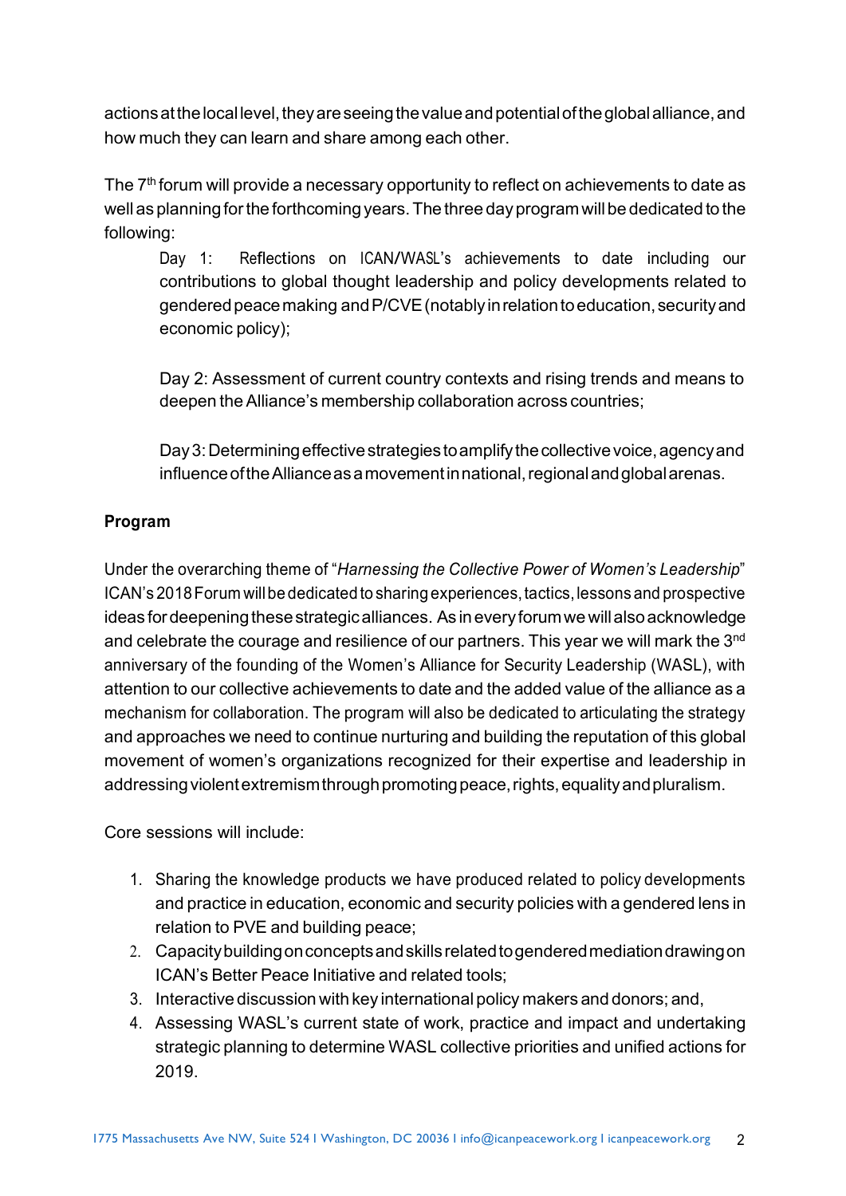actions at the local level, they are seeing the value and potential of the global alliance, and how much they can learn and share among each other.

The 7th forum will provide a necessary opportunity to reflect on achievements to date as well as planning for the forthcoming years. The three day program will be dedicated to the following:

> Day 1: Reflections on ICAN/WASL's achievements to date including our contributions to global thought leadership and policy developments related to gendered peace making and P/CVE (notably in relation to education, security and economic policy);
>
> Day 2: Assessment of current country contexts and rising trends and means to deepen the Alliance's membership collaboration across countries;
>
> Day 3: Determining effective strategies to amplify the collective voice, agency and influence of the Alliance as a movement in national, regional and global arenas.

**Program**

Under the overarching theme of "*Harnessing the Collective Power of Women's Leadership*" ICAN's 2018 Forum will be dedicated to sharing experiences, tactics, lessons and prospective ideas for deepening these strategic alliances. As in every forum we will also acknowledge and celebrate the courage and resilience of our partners. This year we will mark the 3rd anniversary of the founding of the Women's Alliance for Security Leadership (WASL), with attention to our collective achievements to date and the added value of the alliance as a mechanism for collaboration. The program will also be dedicated to articulating the strategy and approaches we need to continue nurturing and building the reputation of this global movement of women's organizations recognized for their expertise and leadership in addressing violent extremism through promoting peace, rights, equality and pluralism.

Core sessions will include:

1. Sharing the knowledge products we have produced related to policy developments and practice in education, economic and security policies with a gendered lens in relation to PVE and building peace;
2. Capacity building on concepts and skills related to gendered mediation drawing on ICAN's Better Peace Initiative and related tools;
3. Interactive discussion with key international policy makers and donors; and,
4. Assessing WASL's current state of work, practice and impact and undertaking strategic planning to determine WASL collective priorities and unified actions for 2019.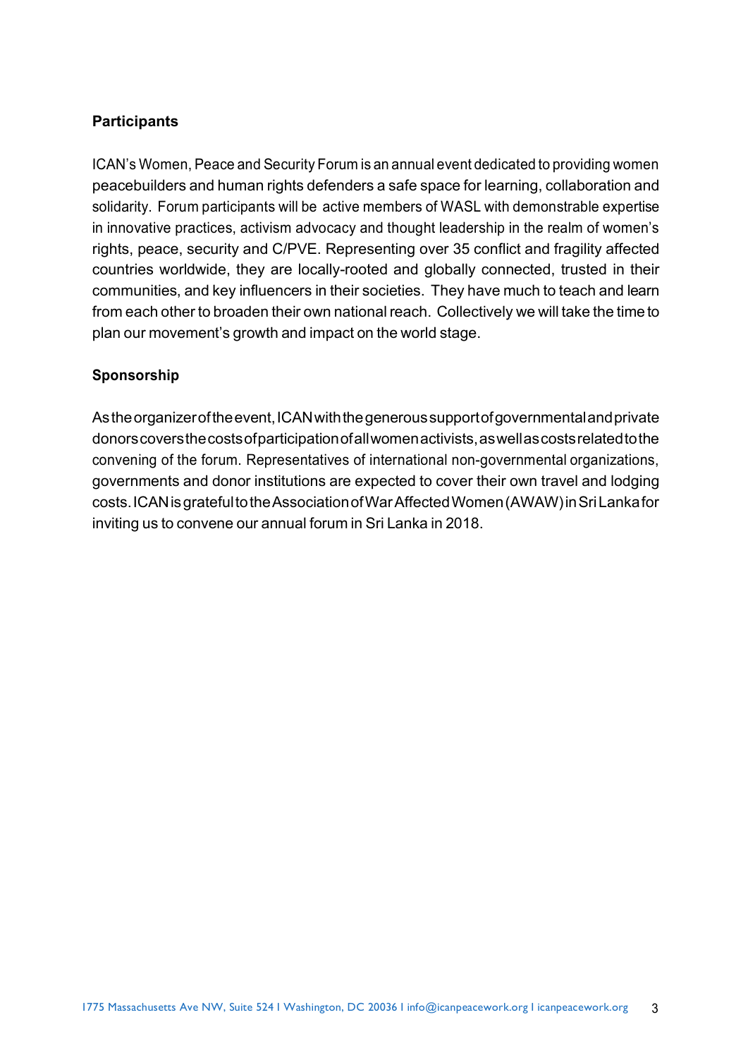**Participants**

ICAN's Women, Peace and Security Forum is an annual event dedicated to providing women peacebuilders and human rights defenders a safe space for learning, collaboration and solidarity. Forum participants will be active members of WASL with demonstrable expertise in innovative practices, activism advocacy and thought leadership in the realm of women's rights, peace, security and C/PVE. Representing over 35 conflict and fragility affected countries worldwide, they are locally-rooted and globally connected, trusted in their communities, and key influencers in their societies. They have much to teach and learn from each other to broaden their own national reach. Collectively we will take the time to plan our movement's growth and impact on the world stage.

**Sponsorship**

As the organizer of the event, ICAN with the generous support of governmental and private donors covers the costs of participation of all women activists, as well as costs related to the convening of the forum. Representatives of international non-governmental organizations, governments and donor institutions are expected to cover their own travel and lodging costs. ICAN is grateful to the Association of War Affected Women (AWAW) in Sri Lanka for inviting us to convene our annual forum in Sri Lanka in 2018.